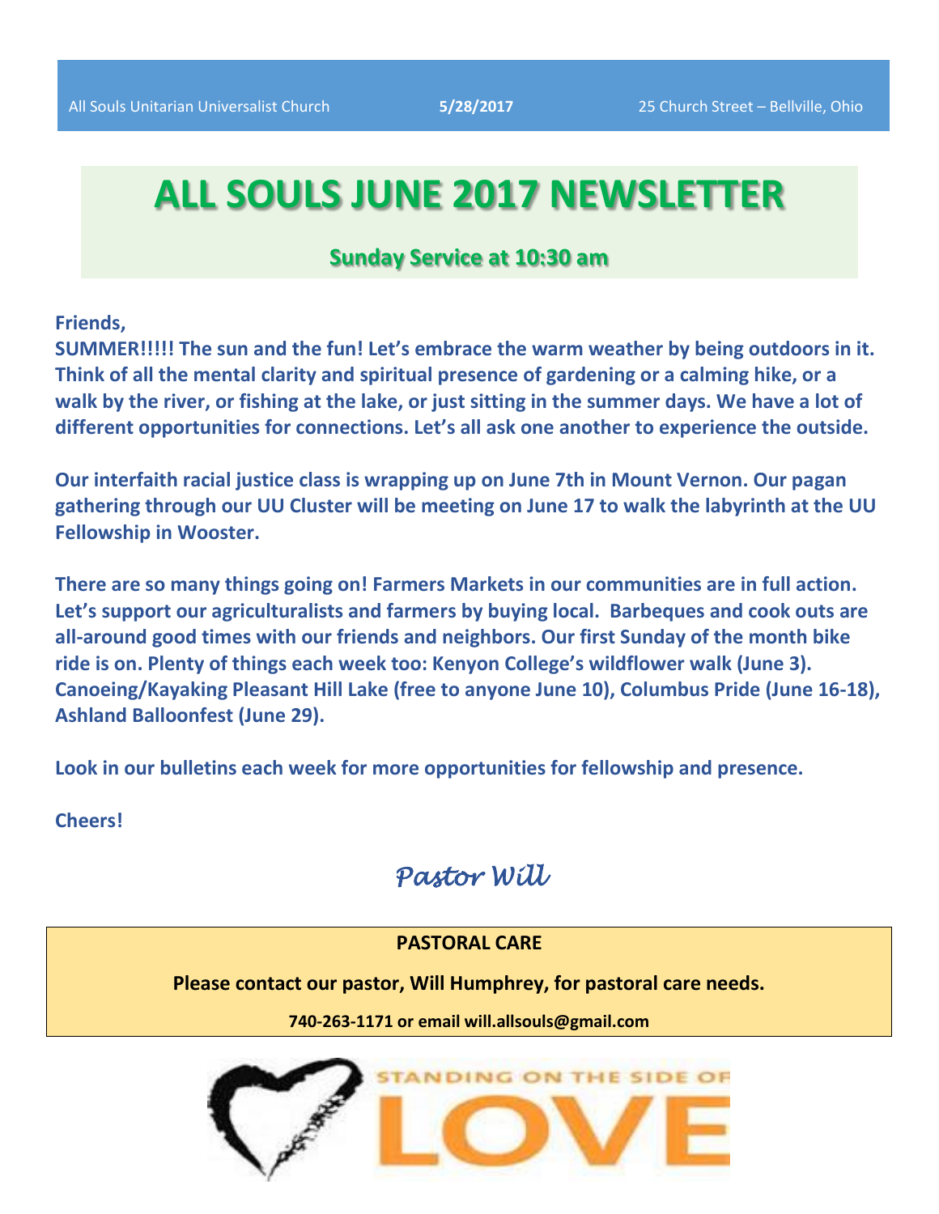All Souls Unitarian Universalist Church **5/28/2017** 25 Church Street – Bellville, Ohio

# ALL SOULS JUNE 2017 NEWSLETTER

### Sunday Service at 10:30 am

**Friends,**

**SUMMER!!!!! The sun and the fun! Let's embrace the warm weather by being outdoors in it. Think of all the mental clarity and spiritual presence of gardening or a calming hike, or a walk by the river, or fishing at the lake, or just sitting in the summer days. We have a lot of different opportunities for connections. Let's all ask one another to experience the outside.**

**Our interfaith racial justice class is wrapping up on June 7th in Mount Vernon. Our pagan gathering through our UU Cluster will be meeting on June 17 to walk the labyrinth at the UU Fellowship in Wooster.**

**There are so many things going on! Farmers Markets in our communities are in full action. Let's support our agriculturalists and farmers by buying local. Barbeques and cook outs are all-around good times with our friends and neighbors. Our first Sunday of the month bike ride is on. Plenty of things each week too: Kenyon College's wildflower walk (June 3). Canoeing/Kayaking Pleasant Hill Lake (free to anyone June 10), Columbus Pride (June 16-18), Ashland Balloonfest (June 29).**

**Look in our bulletins each week for more opportunities for fellowship and presence.**

**Cheers!**

*Pastor Will*

**PASTORAL CARE**

**Please contact our pastor, Will Humphrey, for pastoral care needs.**

**740-263-1171 or email will.allsouls@gmail.com**

STANDING ON THE SIDE OF LOVE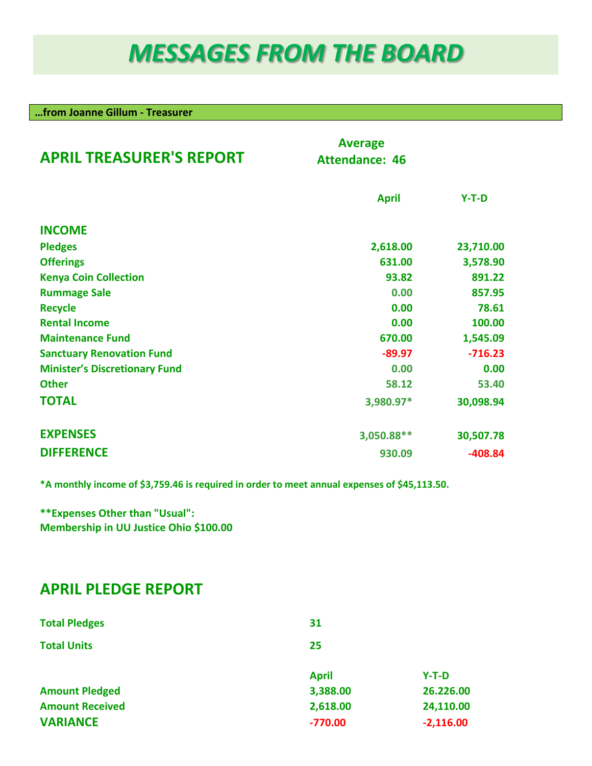# MESSAGES FROM THE BOARD

**…from Joanne Gillum - Treasurer**

## APRIL TREASURER'S REPORT

**Average Attendance: 46**

| | April | Y-T-D |
|---|---|---|
| **INCOME** | | |
| Pledges | 2,618.00 | 23,710.00 |
| Offerings | 631.00 | 3,578.90 |
| Kenya Coin Collection | 93.82 | 891.22 |
| Rummage Sale | 0.00 | 857.95 |
| Recycle | 0.00 | 78.61 |
| Rental Income | 0.00 | 100.00 |
| Maintenance Fund | 670.00 | 1,545.09 |
| Sanctuary Renovation Fund | -89.97 | -716.23 |
| Minister's Discretionary Fund | 0.00 | 0.00 |
| Other | 58.12 | 53.40 |
| **TOTAL** | 3,980.97* | 30,098.94 |
| **EXPENSES** | 3,050.88** | 30,507.78 |
| **DIFFERENCE** | 930.09 | -408.84 |

*A monthly income of $3,759.46 is required in order to meet annual expenses of $45,113.50.

**Expenses Other than "Usual":
Membership in UU Justice Ohio $100.00

## APRIL PLEDGE REPORT

| | |
|---|---|
| Total Pledges | 31 |
| Total Units | 25 |

| | April | Y-T-D |
|---|---|---|
| Amount Pledged | 3,388.00 | 26.226.00 |
| Amount Received | 2,618.00 | 24,110.00 |
| **VARIANCE** | -770.00 | -2,116.00 |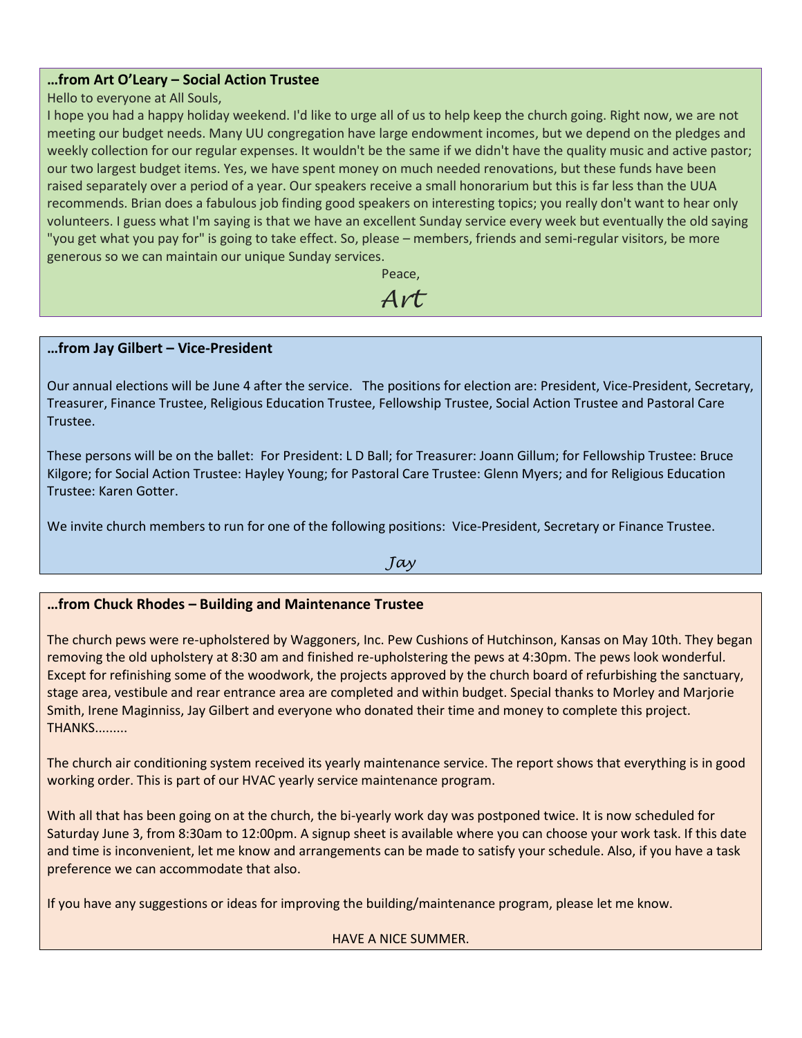### …from Art O'Leary – Social Action Trustee

Hello to everyone at All Souls,

I hope you had a happy holiday weekend. I'd like to urge all of us to help keep the church going. Right now, we are not meeting our budget needs. Many UU congregation have large endowment incomes, but we depend on the pledges and weekly collection for our regular expenses. It wouldn't be the same if we didn't have the quality music and active pastor; our two largest budget items. Yes, we have spent money on much needed renovations, but these funds have been raised separately over a period of a year. Our speakers receive a small honorarium but this is far less than the UUA recommends. Brian does a fabulous job finding good speakers on interesting topics; you really don't want to hear only volunteers. I guess what I'm saying is that we have an excellent Sunday service every week but eventually the old saying "you get what you pay for" is going to take effect. So, please – members, friends and semi-regular visitors, be more generous so we can maintain our unique Sunday services.

Peace,

*Art*

### …from Jay Gilbert – Vice-President

Our annual elections will be June 4 after the service. The positions for election are: President, Vice-President, Secretary, Treasurer, Finance Trustee, Religious Education Trustee, Fellowship Trustee, Social Action Trustee and Pastoral Care Trustee.

These persons will be on the ballet: For President: L D Ball; for Treasurer: Joann Gillum; for Fellowship Trustee: Bruce Kilgore; for Social Action Trustee: Hayley Young; for Pastoral Care Trustee: Glenn Myers; and for Religious Education Trustee: Karen Gotter.

We invite church members to run for one of the following positions: Vice-President, Secretary or Finance Trustee.

*Jay*

### …from Chuck Rhodes – Building and Maintenance Trustee

The church pews were re-upholstered by Waggoners, Inc. Pew Cushions of Hutchinson, Kansas on May 10th. They began removing the old upholstery at 8:30 am and finished re-upholstering the pews at 4:30pm. The pews look wonderful. Except for refinishing some of the woodwork, the projects approved by the church board of refurbishing the sanctuary, stage area, vestibule and rear entrance area are completed and within budget. Special thanks to Morley and Marjorie Smith, Irene Maginniss, Jay Gilbert and everyone who donated their time and money to complete this project. THANKS.........

The church air conditioning system received its yearly maintenance service. The report shows that everything is in good working order. This is part of our HVAC yearly service maintenance program.

With all that has been going on at the church, the bi-yearly work day was postponed twice. It is now scheduled for Saturday June 3, from 8:30am to 12:00pm. A signup sheet is available where you can choose your work task. If this date and time is inconvenient, let me know and arrangements can be made to satisfy your schedule. Also, if you have a task preference we can accommodate that also.

If you have any suggestions or ideas for improving the building/maintenance program, please let me know.

HAVE A NICE SUMMER.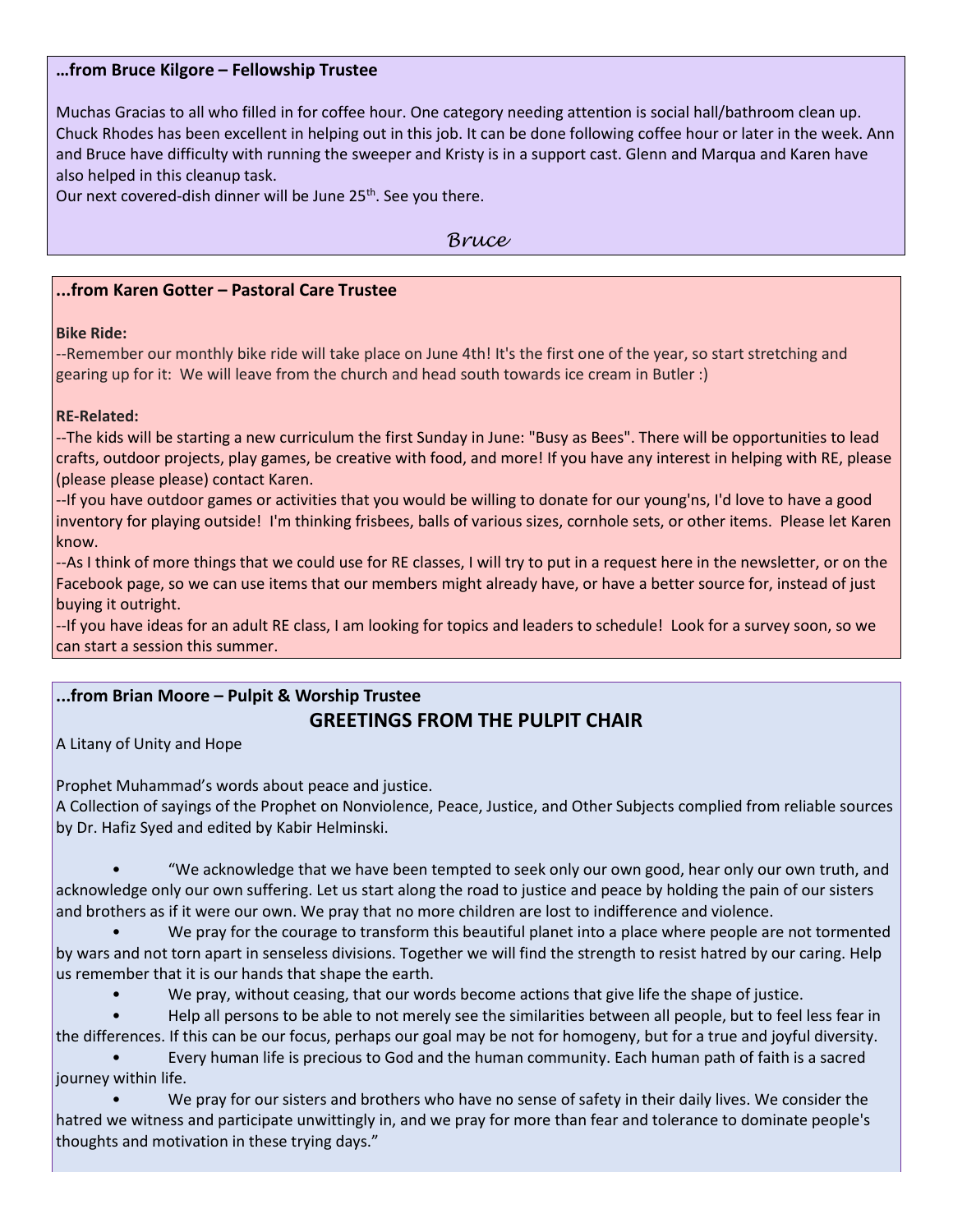**…from Bruce Kilgore – Fellowship Trustee**

Muchas Gracias to all who filled in for coffee hour. One category needing attention is social hall/bathroom clean up. Chuck Rhodes has been excellent in helping out in this job. It can be done following coffee hour or later in the week. Ann and Bruce have difficulty with running the sweeper and Kristy is in a support cast. Glenn and Marqua and Karen have also helped in this cleanup task.
Our next covered-dish dinner will be June 25th. See you there.

*Bruce*

**...from Karen Gotter – Pastoral Care Trustee**

**Bike Ride:**
--Remember our monthly bike ride will take place on June 4th! It's the first one of the year, so start stretching and gearing up for it: We will leave from the church and head south towards ice cream in Butler :)

**RE-Related:**
--The kids will be starting a new curriculum the first Sunday in June: "Busy as Bees". There will be opportunities to lead crafts, outdoor projects, play games, be creative with food, and more! If you have any interest in helping with RE, please (please please please) contact Karen.
--If you have outdoor games or activities that you would be willing to donate for our young'ns, I'd love to have a good inventory for playing outside! I'm thinking frisbees, balls of various sizes, cornhole sets, or other items. Please let Karen know.
--As I think of more things that we could use for RE classes, I will try to put in a request here in the newsletter, or on the Facebook page, so we can use items that our members might already have, or have a better source for, instead of just buying it outright.
--If you have ideas for an adult RE class, I am looking for topics and leaders to schedule! Look for a survey soon, so we can start a session this summer.

**...from Brian Moore – Pulpit & Worship Trustee**

## GREETINGS FROM THE PULPIT CHAIR

A Litany of Unity and Hope

Prophet Muhammad's words about peace and justice.
A Collection of sayings of the Prophet on Nonviolence, Peace, Justice, and Other Subjects complied from reliable sources by Dr. Hafiz Syed and edited by Kabir Helminski.

- "We acknowledge that we have been tempted to seek only our own good, hear only our own truth, and acknowledge only our own suffering. Let us start along the road to justice and peace by holding the pain of our sisters and brothers as if it were our own. We pray that no more children are lost to indifference and violence.
- We pray for the courage to transform this beautiful planet into a place where people are not tormented by wars and not torn apart in senseless divisions. Together we will find the strength to resist hatred by our caring. Help us remember that it is our hands that shape the earth.
- We pray, without ceasing, that our words become actions that give life the shape of justice.
- Help all persons to be able to not merely see the similarities between all people, but to feel less fear in the differences. If this can be our focus, perhaps our goal may be not for homogeny, but for a true and joyful diversity.
- Every human life is precious to God and the human community. Each human path of faith is a sacred journey within life.
- We pray for our sisters and brothers who have no sense of safety in their daily lives. We consider the hatred we witness and participate unwittingly in, and we pray for more than fear and tolerance to dominate people's thoughts and motivation in these trying days."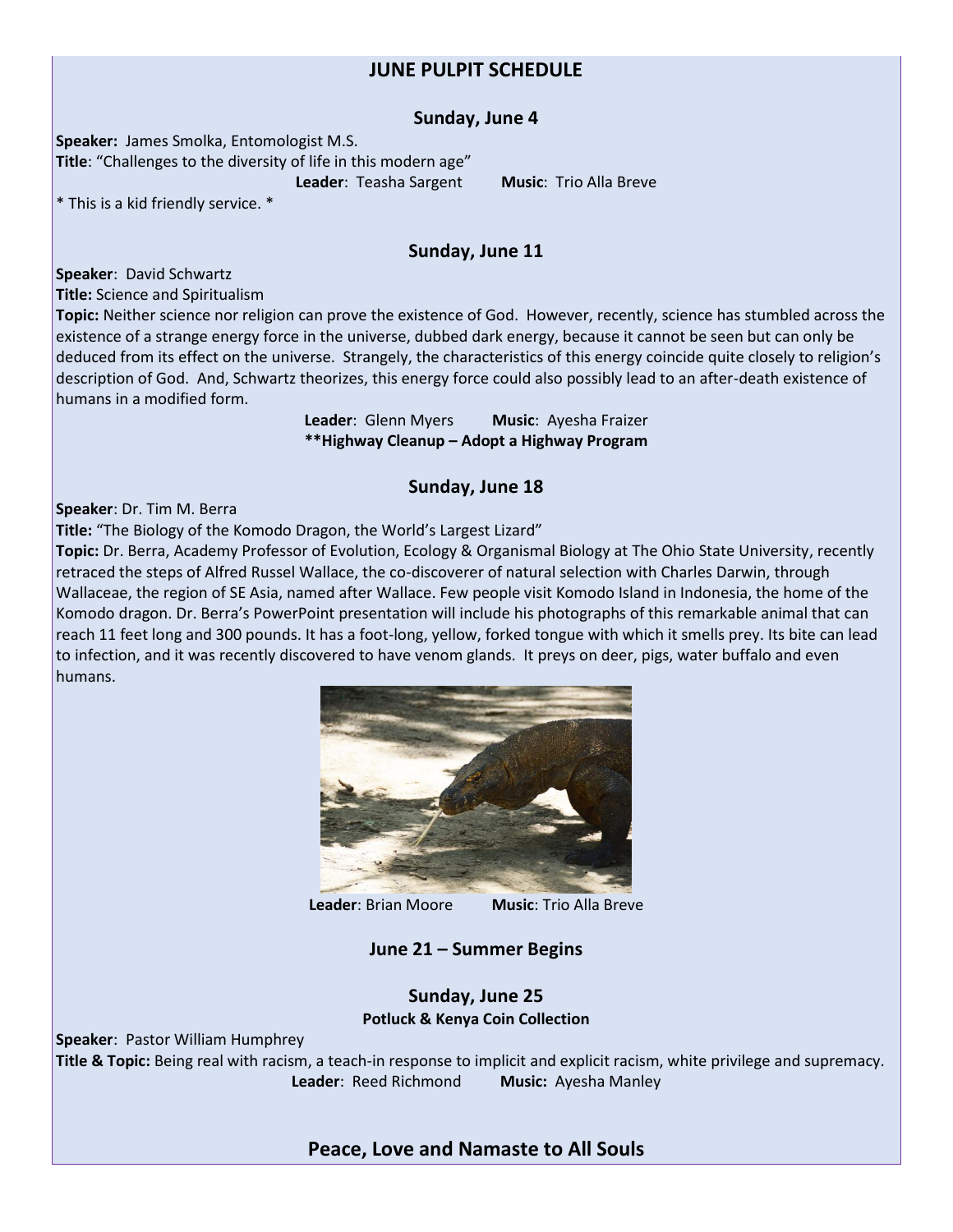# JUNE PULPIT SCHEDULE

## Sunday, June 4

**Speaker:** James Smolka, Entomologist M.S.
**Title**: "Challenges to the diversity of life in this modern age"
**Leader**: Teasha Sargent **Music**: Trio Alla Breve
* This is a kid friendly service. *

## Sunday, June 11

**Speaker**: David Schwartz
**Title:** Science and Spiritualism
**Topic:** Neither science nor religion can prove the existence of God. However, recently, science has stumbled across the existence of a strange energy force in the universe, dubbed dark energy, because it cannot be seen but can only be deduced from its effect on the universe. Strangely, the characteristics of this energy coincide quite closely to religion's description of God. And, Schwartz theorizes, this energy force could also possibly lead to an after-death existence of humans in a modified form.

**Leader**: Glenn Myers **Music**: Ayesha Fraizer
**\*\*Highway Cleanup – Adopt a Highway Program**

## Sunday, June 18

**Speaker**: Dr. Tim M. Berra
**Title:** "The Biology of the Komodo Dragon, the World's Largest Lizard"
**Topic:** Dr. Berra, Academy Professor of Evolution, Ecology & Organismal Biology at The Ohio State University, recently retraced the steps of Alfred Russel Wallace, the co-discoverer of natural selection with Charles Darwin, through Wallaceae, the region of SE Asia, named after Wallace. Few people visit Komodo Island in Indonesia, the home of the Komodo dragon. Dr. Berra's PowerPoint presentation will include his photographs of this remarkable animal that can reach 11 feet long and 300 pounds. It has a foot-long, yellow, forked tongue with which it smells prey. Its bite can lead to infection, and it was recently discovered to have venom glands. It preys on deer, pigs, water buffalo and even humans.

**Leader**: Brian Moore **Music**: Trio Alla Breve

## June 21 – Summer Begins

## Sunday, June 25

**Potluck & Kenya Coin Collection**

**Speaker**: Pastor William Humphrey
**Title & Topic:** Being real with racism, a teach-in response to implicit and explicit racism, white privilege and supremacy.
**Leader**: Reed Richmond **Music:** Ayesha Manley

## Peace, Love and Namaste to All Souls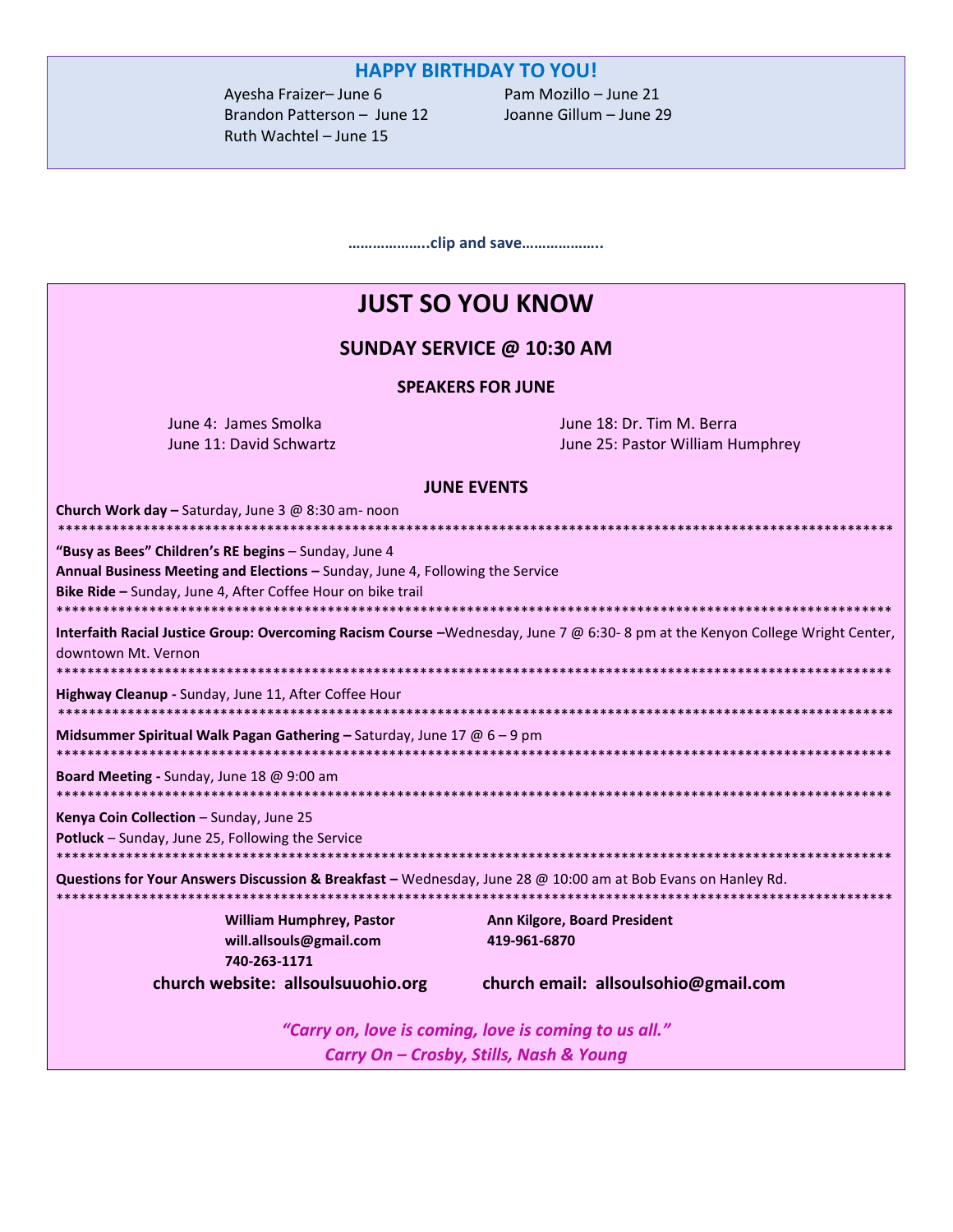## HAPPY BIRTHDAY TO YOU!

Ayesha Fraizer– June 6
Brandon Patterson – June 12
Ruth Wachtel – June 15
Pam Mozillo – June 21
Joanne Gillum – June 29

**………………..clip and save………………..**

# JUST SO YOU KNOW

## SUNDAY SERVICE @ 10:30 AM

### SPEAKERS FOR JUNE

June 4: James Smolka
June 11: David Schwartz
June 18: Dr. Tim M. Berra
June 25: Pastor William Humphrey

### JUNE EVENTS

**Church Work day –** Saturday, June 3 @ 8:30 am- noon

*************************************************************************************************************

**"Busy as Bees" Children's RE begins** – Sunday, June 4
**Annual Business Meeting and Elections –** Sunday, June 4, Following the Service
**Bike Ride –** Sunday, June 4, After Coffee Hour on bike trail

*************************************************************************************************************

**Interfaith Racial Justice Group: Overcoming Racism Course –**Wednesday, June 7 @ 6:30- 8 pm at the Kenyon College Wright Center, downtown Mt. Vernon

*************************************************************************************************************

**Highway Cleanup -** Sunday, June 11, After Coffee Hour

*************************************************************************************************************

**Midsummer Spiritual Walk Pagan Gathering –** Saturday, June 17 @ 6 – 9 pm

*************************************************************************************************************

**Board Meeting -** Sunday, June 18 @ 9:00 am

*************************************************************************************************************

**Kenya Coin Collection** – Sunday, June 25
**Potluck** – Sunday, June 25, Following the Service

*************************************************************************************************************

**Questions for Your Answers Discussion & Breakfast –** Wednesday, June 28 @ 10:00 am at Bob Evans on Hanley Rd.

*************************************************************************************************************

**William Humphrey, Pastor**
**will.allsouls@gmail.com**
**740-263-1171**

**Ann Kilgore, Board President**
**419-961-6870**

**church website: allsoulsuuohio.org**
**church email: allsoulsohio@gmail.com**

***"Carry on, love is coming, love is coming to us all."***
***Carry On – Crosby, Stills, Nash & Young***